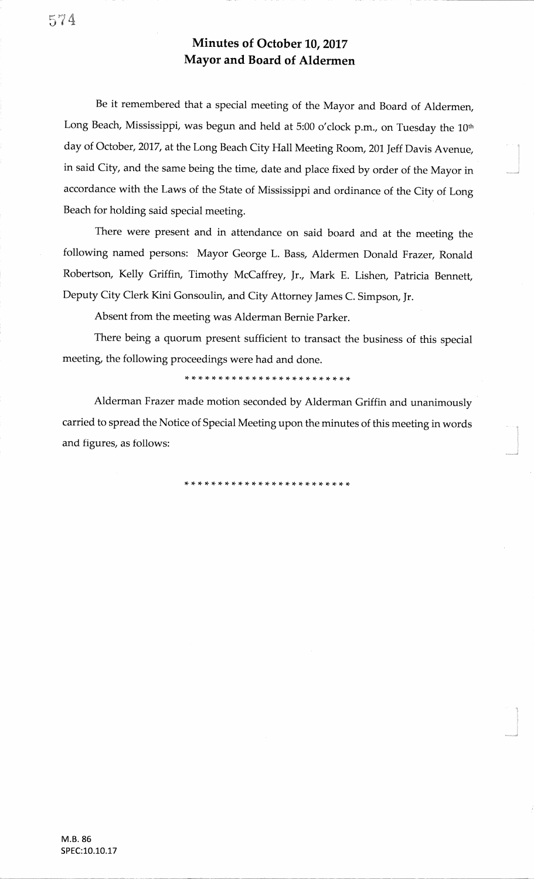# Minutes of October 10, 2017
# Mayor and Board of Aldermen

Be it remembered that a special meeting of the Mayor and Board of Aldermen, Long Beach, Mississippi, was begun and held at 5:00 o'clock p.m., on Tuesday the 10th day of October, 2017, at the Long Beach City Hall Meeting Room, 201 Jeff Davis Avenue, in said City, and the same being the time, date and place fixed by order of the Mayor in accordance with the Laws of the State of Mississippi and ordinance of the City of Long Beach for holding said special meeting.

There were present and in attendance on said board and at the meeting the following named persons: Mayor George L. Bass, Aldermen Donald Frazer, Ronald Robertson, Kelly Griffin, Timothy McCaffrey, Jr., Mark E. Lishen, Patricia Bennett, Deputy City Clerk Kini Gonsoulin, and City Attorney James C. Simpson, Jr.

Absent from the meeting was Alderman Bernie Parker.

There being a quorum present sufficient to transact the business of this special meeting, the following proceedings were had and done.

*************************

Alderman Frazer made motion seconded by Alderman Griffin and unanimously carried to spread the Notice of Special Meeting upon the minutes of this meeting in words and figures, as follows:

*************************

M.B. 86
SPEC:10.10.17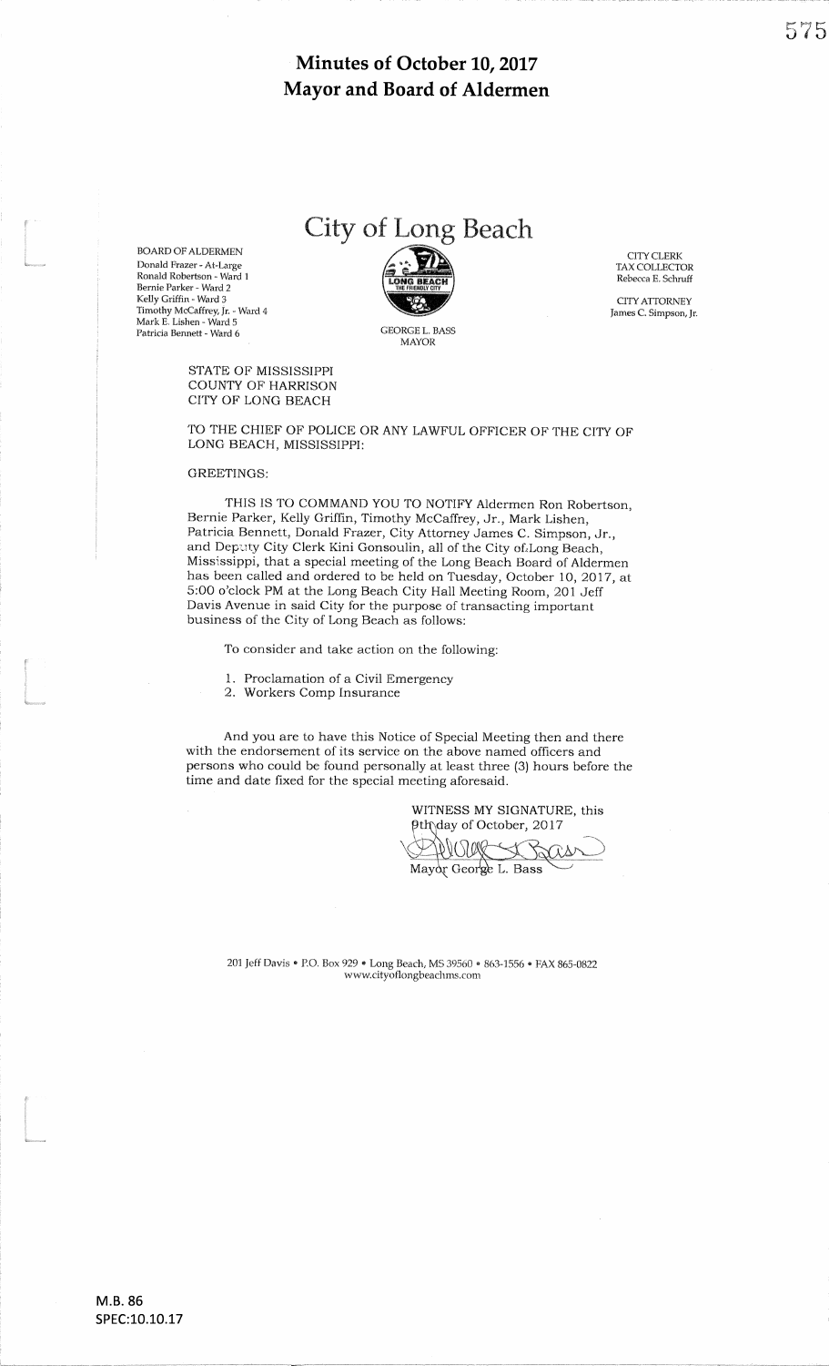# Minutes of October 10, 2017
# Mayor and Board of Aldermen

## City of Long Beach

BOARD OF ALDERMEN
Donald Frazer - At-Large
Ronald Robertson - Ward 1
Bernie Parker - Ward 2
Kelly Griffin - Ward 3
Timothy McCaffrey, Jr. - Ward 4
Mark E. Lishen - Ward 5
Patricia Bennett - Ward 6

GEORGE L. BASS
MAYOR

CITY CLERK
TAX COLLECTOR
Rebecca E. Schruff

CITY ATTORNEY
James C. Simpson, Jr.

STATE OF MISSISSIPPI
COUNTY OF HARRISON
CITY OF LONG BEACH

TO THE CHIEF OF POLICE OR ANY LAWFUL OFFICER OF THE CITY OF LONG BEACH, MISSISSIPPI:

GREETINGS:

THIS IS TO COMMAND YOU TO NOTIFY Aldermen Ron Robertson, Bernie Parker, Kelly Griffin, Timothy McCaffrey, Jr., Mark Lishen, Patricia Bennett, Donald Frazer, City Attorney James C. Simpson, Jr., and Deputy City Clerk Kini Gonsoulin, all of the City of Long Beach, Mississippi, that a special meeting of the Long Beach Board of Aldermen has been called and ordered to be held on Tuesday, October 10, 2017, at 5:00 o'clock PM at the Long Beach City Hall Meeting Room, 201 Jeff Davis Avenue in said City for the purpose of transacting important business of the City of Long Beach as follows:

To consider and take action on the following:

1. Proclamation of a Civil Emergency
2. Workers Comp Insurance

And you are to have this Notice of Special Meeting then and there with the endorsement of its service on the above named officers and persons who could be found personally at least three (3) hours before the time and date fixed for the special meeting aforesaid.

WITNESS MY SIGNATURE, this 9th day of October, 2017

Mayor George L. Bass

201 Jeff Davis • P.O. Box 929 • Long Beach, MS 39560 • 863-1556 • FAX 865-0822
www.cityoflongbeachms.com

M.B. 86
SPEC:10.10.17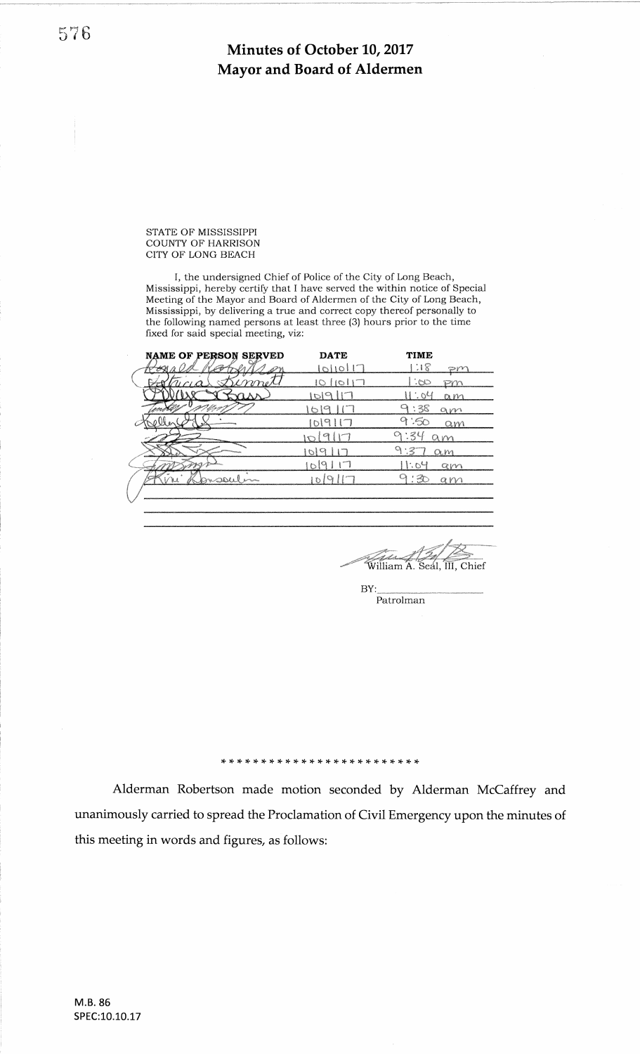# Minutes of October 10, 2017
# Mayor and Board of Aldermen

STATE OF MISSISSIPPI
COUNTY OF HARRISON
CITY OF LONG BEACH

I, the undersigned Chief of Police of the City of Long Beach, Mississippi, hereby certify that I have served the within notice of Special Meeting of the Mayor and Board of Aldermen of the City of Long Beach, Mississippi, by delivering a true and correct copy thereof personally to the following named persons at least three (3) hours prior to the time fixed for said special meeting, viz:

| NAME OF PERSON SERVED | DATE | TIME |
|---|---|---|
| Ronald Robertson | 10/10/17 | 1:18 pm |
| Patricia Bennett | 10/10/17 | 1:00 pm |
| Billy Bass | 10/9/17 | 11:04 am |
| Timothy McCaffrey | 10/9/17 | 9:38 am |
| Kelly Ladner | 10/9/17 | 9:50 am |
| (signature) | 10/9/17 | 9:34 am |
| (signature) | 10/9/17 | 9:37 am |
| (signature) | 10/9/17 | 11:04 am |
| Rini Boussoulin | 10/9/17 | 9:30 am |
| | | |
| | | |
| | | |

William A. Seal, III, Chief

BY:\_\_\_\_\_\_\_\_\_\_\_\_\_\_\_\_\_\_
Patrolman

*************************

Alderman Robertson made motion seconded by Alderman McCaffrey and unanimously carried to spread the Proclamation of Civil Emergency upon the minutes of this meeting in words and figures, as follows:

M.B. 86
SPEC:10.10.17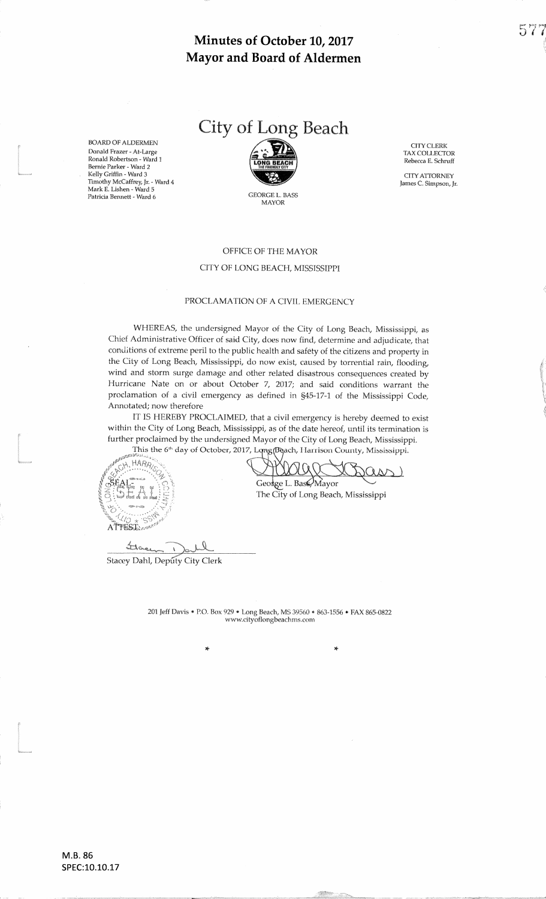# Minutes of October 10, 2017
# Mayor and Board of Aldermen

## City of Long Beach

BOARD OF ALDERMEN
Donald Frazer - At-Large
Ronald Robertson - Ward 1
Bernie Parker - Ward 2
Kelly Griffin - Ward 3
Timothy McCaffrey, Jr. - Ward 4
Mark E. Lishen - Ward 5
Patricia Bennett - Ward 6

LONG BEACH
THE FRIENDLY CITY

GEORGE L. BASS
MAYOR

CITY CLERK
TAX COLLECTOR
Rebecca E. Schruff

CITY ATTORNEY
James C. Simpson, Jr.

OFFICE OF THE MAYOR

CITY OF LONG BEACH, MISSISSIPPI

PROCLAMATION OF A CIVIL EMERGENCY

WHEREAS, the undersigned Mayor of the City of Long Beach, Mississippi, as Chief Administrative Officer of said City, does now find, determine and adjudicate, that conditions of extreme peril to the public health and safety of the citizens and property in the City of Long Beach, Mississippi, do now exist, caused by torrential rain, flooding, wind and storm surge damage and other related disastrous consequences created by Hurricane Nate on or about October 7, 2017; and said conditions warrant the proclamation of a civil emergency as defined in §45-17-1 of the Mississippi Code, Annotated; now therefore

IT IS HEREBY PROCLAIMED, that a civil emergency is hereby deemed to exist within the City of Long Beach, Mississippi, as of the date hereof, until its termination is further proclaimed by the undersigned Mayor of the City of Long Beach, Mississippi.

This the 6th day of October, 2017, Long Beach, Harrison County, Mississippi.

SEAL

George L. Bass, Mayor
The City of Long Beach, Mississippi

ATTEST:

Stacey Dahl, Deputy City Clerk

201 Jeff Davis • P.O. Box 929 • Long Beach, MS 39560 • 863-1556 • FAX 865-0822
www.cityoflongbeachms.com

\* \*

M.B. 86
SPEC:10.10.17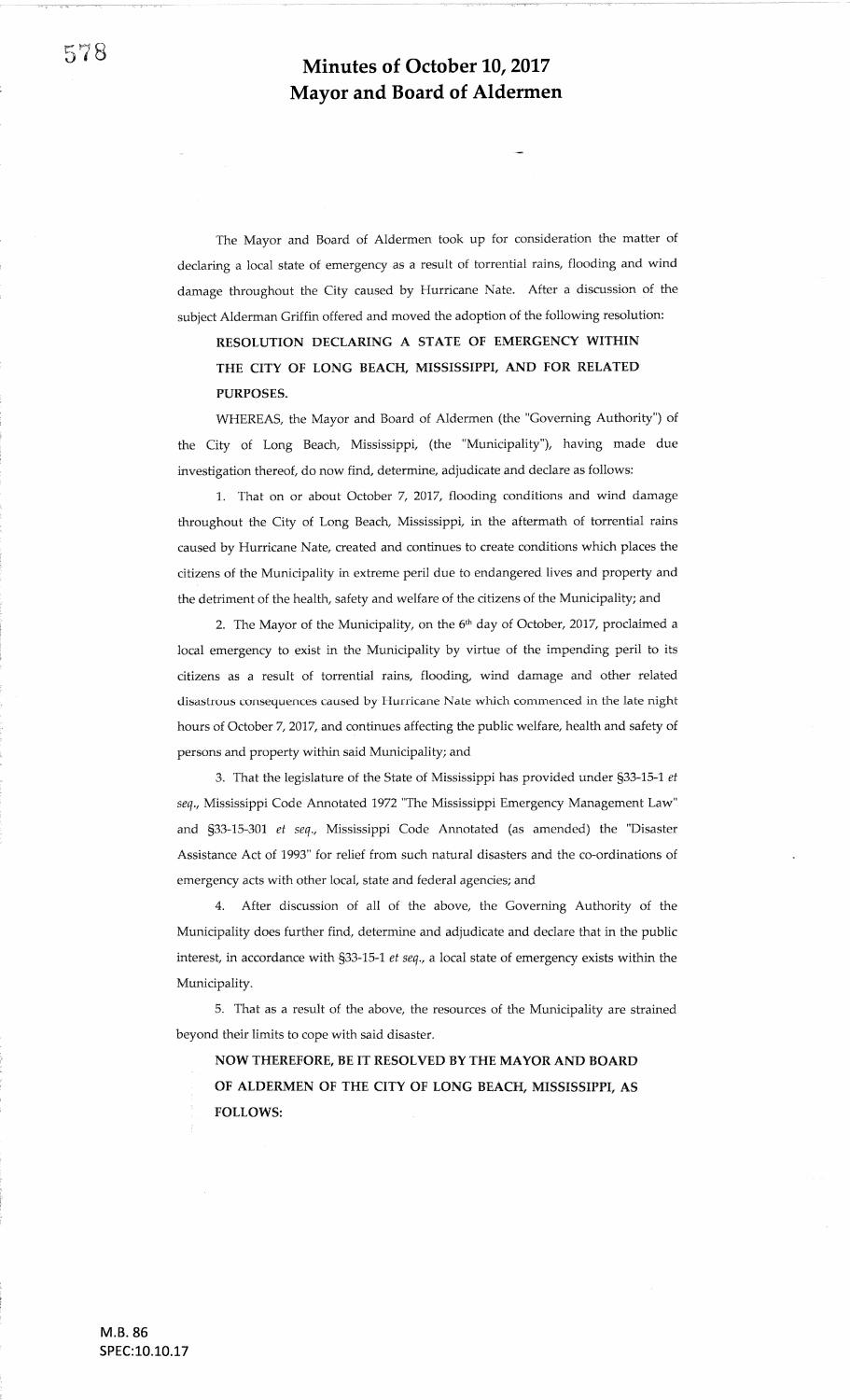# Minutes of October 10, 2017
# Mayor and Board of Aldermen

The Mayor and Board of Aldermen took up for consideration the matter of declaring a local state of emergency as a result of torrential rains, flooding and wind damage throughout the City caused by Hurricane Nate. After a discussion of the subject Alderman Griffin offered and moved the adoption of the following resolution:

**RESOLUTION DECLARING A STATE OF EMERGENCY WITHIN THE CITY OF LONG BEACH, MISSISSIPPI, AND FOR RELATED PURPOSES.**

WHEREAS, the Mayor and Board of Aldermen (the "Governing Authority") of the City of Long Beach, Mississippi, (the "Municipality"), having made due investigation thereof, do now find, determine, adjudicate and declare as follows:

1. That on or about October 7, 2017, flooding conditions and wind damage throughout the City of Long Beach, Mississippi, in the aftermath of torrential rains caused by Hurricane Nate, created and continues to create conditions which places the citizens of the Municipality in extreme peril due to endangered lives and property and the detriment of the health, safety and welfare of the citizens of the Municipality; and

2. The Mayor of the Municipality, on the 6th day of October, 2017, proclaimed a local emergency to exist in the Municipality by virtue of the impending peril to its citizens as a result of torrential rains, flooding, wind damage and other related disastrous consequences caused by Hurricane Nate which commenced in the late night hours of October 7, 2017, and continues affecting the public welfare, health and safety of persons and property within said Municipality; and

3. That the legislature of the State of Mississippi has provided under §33-15-1 *et seq.*, Mississippi Code Annotated 1972 "The Mississippi Emergency Management Law" and §33-15-301 *et seq.*, Mississippi Code Annotated (as amended) the "Disaster Assistance Act of 1993" for relief from such natural disasters and the co-ordinations of emergency acts with other local, state and federal agencies; and

4. After discussion of all of the above, the Governing Authority of the Municipality does further find, determine and adjudicate and declare that in the public interest, in accordance with §33-15-1 *et seq.*, a local state of emergency exists within the Municipality.

5. That as a result of the above, the resources of the Municipality are strained beyond their limits to cope with said disaster.

**NOW THEREFORE, BE IT RESOLVED BY THE MAYOR AND BOARD OF ALDERMEN OF THE CITY OF LONG BEACH, MISSISSIPPI, AS FOLLOWS:**

M.B. 86
SPEC:10.10.17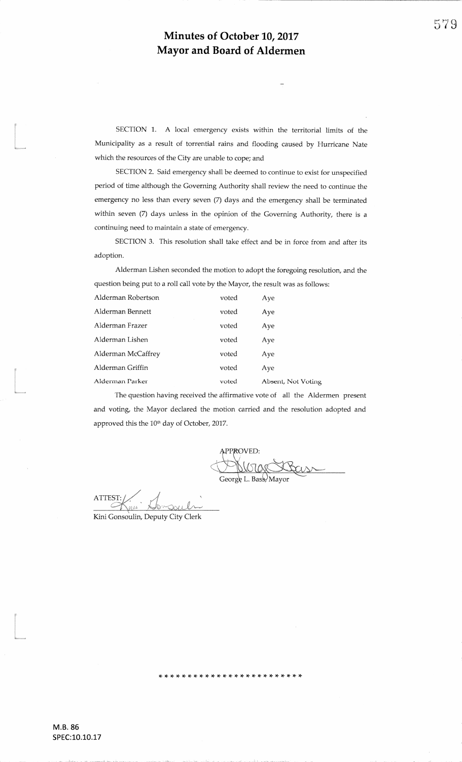# Minutes of October 10, 2017
# Mayor and Board of Aldermen

SECTION 1. A local emergency exists within the territorial limits of the Municipality as a result of torrential rains and flooding caused by Hurricane Nate which the resources of the City are unable to cope; and

SECTION 2. Said emergency shall be deemed to continue to exist for unspecified period of time although the Governing Authority shall review the need to continue the emergency no less than every seven (7) days and the emergency shall be terminated within seven (7) days unless in the opinion of the Governing Authority, there is a continuing need to maintain a state of emergency.

SECTION 3. This resolution shall take effect and be in force from and after its adoption.

Alderman Lishen seconded the motion to adopt the foregoing resolution, and the question being put to a roll call vote by the Mayor, the result was as follows:

| | | |
|---|---|---|
| Alderman Robertson | voted | Aye |
| Alderman Bennett | voted | Aye |
| Alderman Frazer | voted | Aye |
| Alderman Lishen | voted | Aye |
| Alderman McCaffrey | voted | Aye |
| Alderman Griffin | voted | Aye |
| Alderman Parker | voted | Absent, Not Voting |

The question having received the affirmative vote of all the Aldermen present and voting, the Mayor declared the motion carried and the resolution adopted and approved this the 10th day of October, 2017.

APPROVED:

George L. Bass, Mayor

ATTEST:

Kini Gonsoulin, Deputy City Clerk

* * * * * * * * * * * * * * * * * * * * * * * *

M.B. 86
SPEC:10.10.17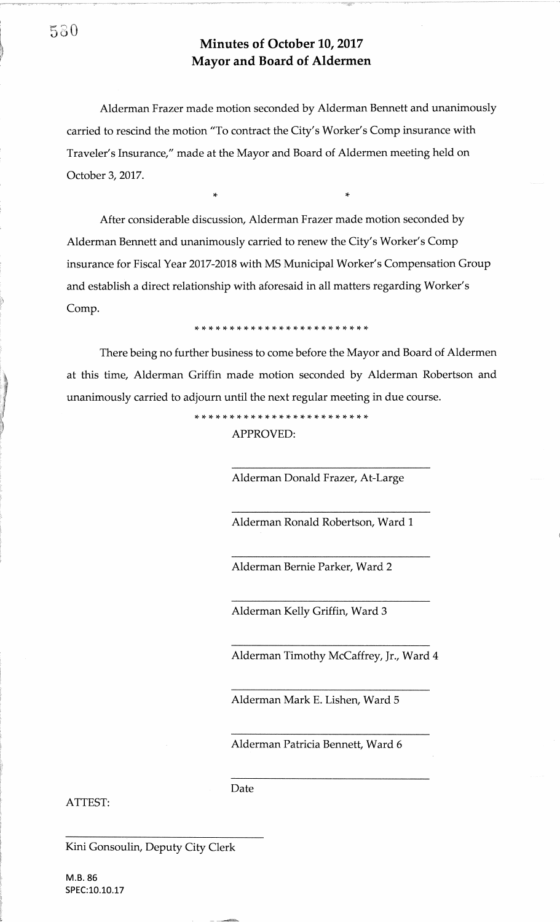# Minutes of October 10, 2017
# Mayor and Board of Aldermen

Alderman Frazer made motion seconded by Alderman Bennett and unanimously carried to rescind the motion "To contract the City's Worker's Comp insurance with Traveler's Insurance," made at the Mayor and Board of Aldermen meeting held on October 3, 2017.

\*                    \*

After considerable discussion, Alderman Frazer made motion seconded by Alderman Bennett and unanimously carried to renew the City's Worker's Comp insurance for Fiscal Year 2017-2018 with MS Municipal Worker's Compensation Group and establish a direct relationship with aforesaid in all matters regarding Worker's Comp.

\*\*\*\*\*\*\*\*\*\*\*\*\*\*\*\*\*\*\*\*\*\*\*\*\*

There being no further business to come before the Mayor and Board of Aldermen at this time, Alderman Griffin made motion seconded by Alderman Robertson and unanimously carried to adjourn until the next regular meeting in due course.

\*\*\*\*\*\*\*\*\*\*\*\*\*\*\*\*\*\*\*\*\*\*\*\*\*

APPROVED:

\_\_\_\_\_\_\_\_\_\_\_\_\_\_\_\_\_\_\_\_\_\_\_\_\_\_\_\_\_\_\_\_\_\_

Alderman Donald Frazer, At-Large

\_\_\_\_\_\_\_\_\_\_\_\_\_\_\_\_\_\_\_\_\_\_\_\_\_\_\_\_\_\_\_\_\_\_

Alderman Ronald Robertson, Ward 1

\_\_\_\_\_\_\_\_\_\_\_\_\_\_\_\_\_\_\_\_\_\_\_\_\_\_\_\_\_\_\_\_\_\_

Alderman Bernie Parker, Ward 2

\_\_\_\_\_\_\_\_\_\_\_\_\_\_\_\_\_\_\_\_\_\_\_\_\_\_\_\_\_\_\_\_\_\_

Alderman Kelly Griffin, Ward 3

\_\_\_\_\_\_\_\_\_\_\_\_\_\_\_\_\_\_\_\_\_\_\_\_\_\_\_\_\_\_\_\_\_\_

Alderman Timothy McCaffrey, Jr., Ward 4

\_\_\_\_\_\_\_\_\_\_\_\_\_\_\_\_\_\_\_\_\_\_\_\_\_\_\_\_\_\_\_\_\_\_

Alderman Mark E. Lishen, Ward 5

\_\_\_\_\_\_\_\_\_\_\_\_\_\_\_\_\_\_\_\_\_\_\_\_\_\_\_\_\_\_\_\_\_\_

Alderman Patricia Bennett, Ward 6

\_\_\_\_\_\_\_\_\_\_\_\_\_\_\_\_\_\_\_\_\_\_\_\_\_\_\_\_\_\_\_\_\_\_

Date

ATTEST:

\_\_\_\_\_\_\_\_\_\_\_\_\_\_\_\_\_\_\_\_\_\_\_\_\_\_\_\_\_\_\_\_\_\_

Kini Gonsoulin, Deputy City Clerk

M.B. 86
SPEC:10.10.17